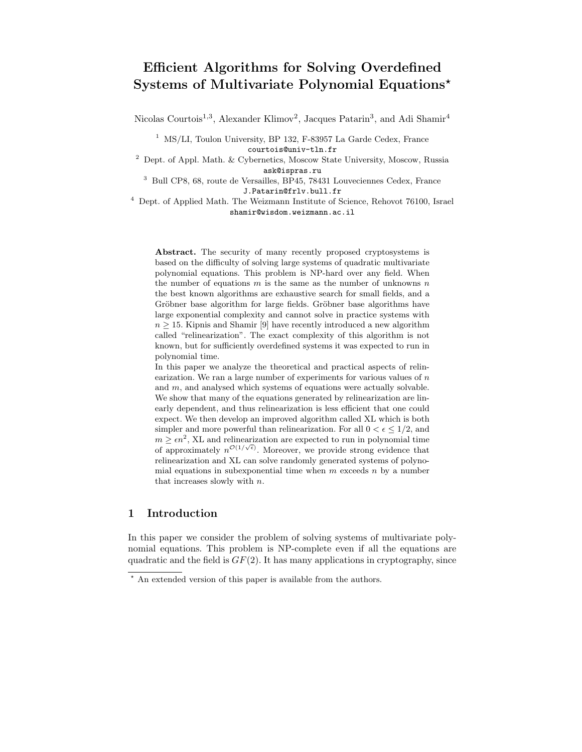# Efficient Algorithms for Solving Overdefined Systems of Multivariate Polynomial Equations*

Nicolas Courtois[1,3], Alexander Klimov[2], Jacques Patarin[3], and Adi Shamir[4]

[1] MS/LI, Toulon University, BP 132, F-83957 La Garde Cedex, France
courtois@univ-tln.fr

[2] Dept. of Appl. Math. & Cybernetics, Moscow State University, Moscow, Russia
ask@ispras.ru

[3] Bull CP8, 68, route de Versailles, BP45, 78431 Louveciennes Cedex, France
J.Patarin@frlv.bull.fr

[4] Dept. of Applied Math. The Weizmann Institute of Science, Rehovot 76100, Israel
shamir@wisdom.weizmann.ac.il

**Abstract.** The security of many recently proposed cryptosystems is based on the difficulty of solving large systems of quadratic multivariate polynomial equations. This problem is NP-hard over any field. When the number of equations $m$ is the same as the number of unknowns $n$ the best known algorithms are exhaustive search for small fields, and a Gröbner base algorithm for large fields. Gröbner base algorithms have large exponential complexity and cannot solve in practice systems with $n \geq 15$. Kipnis and Shamir [9] have recently introduced a new algorithm called "relinearization". The exact complexity of this algorithm is not known, but for sufficiently overdefined systems it was expected to run in polynomial time.

In this paper we analyze the theoretical and practical aspects of relinearization. We ran a large number of experiments for various values of $n$ and $m$, and analysed which systems of equations were actually solvable. We show that many of the equations generated by relinearization are linearly dependent, and thus relinearization is less efficient that one could expect. We then develop an improved algorithm called XL which is both simpler and more powerful than relinearization. For all $0 < \epsilon \leq 1/2$, and $m \geq \epsilon n^2$, XL and relinearization are expected to run in polynomial time of approximately $n^{\mathcal{O}(1/\sqrt{\epsilon})}$. Moreover, we provide strong evidence that relinearization and XL can solve randomly generated systems of polynomial equations in subexponential time when $m$ exceeds $n$ by a number that increases slowly with $n$.

## 1 Introduction

In this paper we consider the problem of solving systems of multivariate polynomial equations. This problem is NP-complete even if all the equations are quadratic and the field is $GF(2)$. It has many applications in cryptography, since

* An extended version of this paper is available from the authors.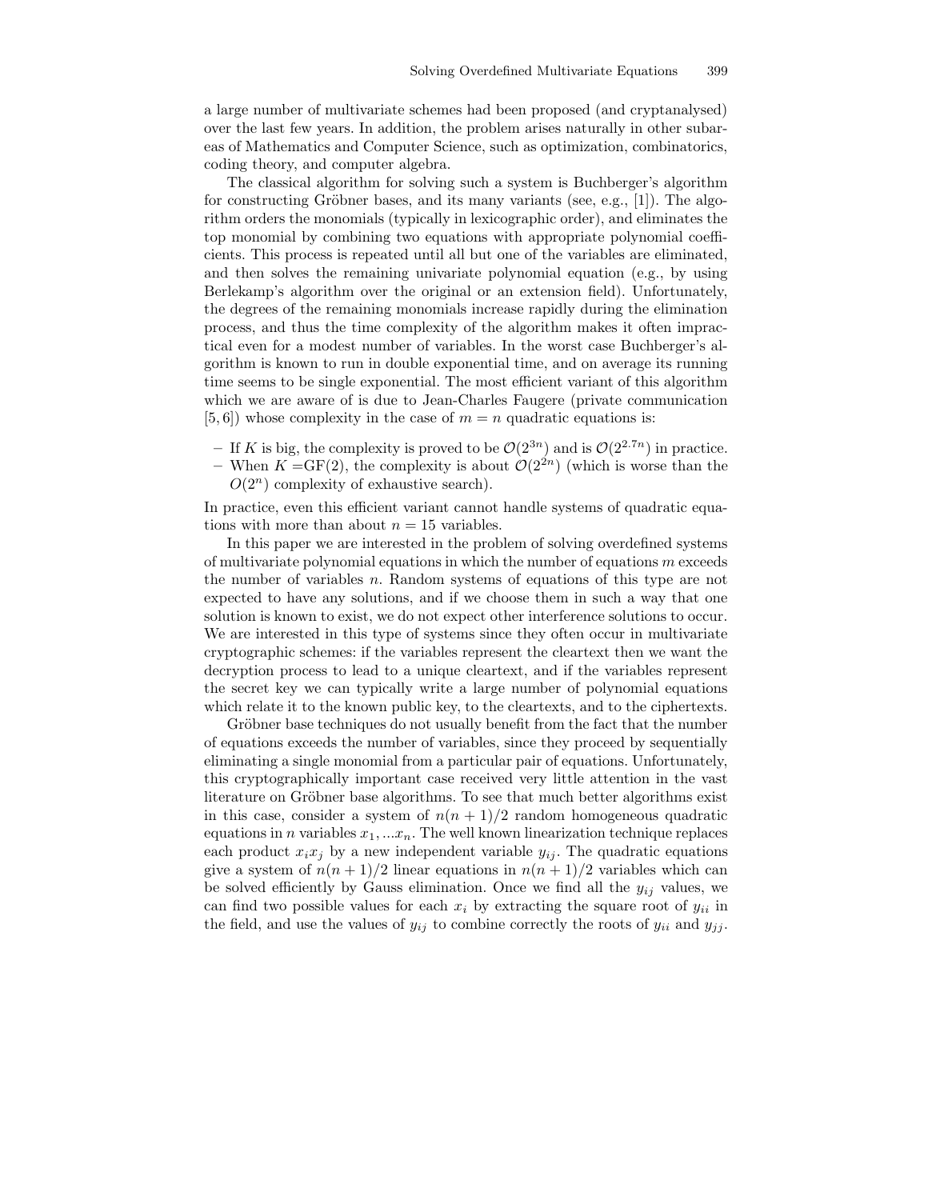a large number of multivariate schemes had been proposed (and cryptanalysed) over the last few years. In addition, the problem arises naturally in other subareas of Mathematics and Computer Science, such as optimization, combinatorics, coding theory, and computer algebra.

The classical algorithm for solving such a system is Buchberger's algorithm for constructing Gröbner bases, and its many variants (see, e.g., [1]). The algorithm orders the monomials (typically in lexicographic order), and eliminates the top monomial by combining two equations with appropriate polynomial coefficients. This process is repeated until all but one of the variables are eliminated, and then solves the remaining univariate polynomial equation (e.g., by using Berlekamp's algorithm over the original or an extension field). Unfortunately, the degrees of the remaining monomials increase rapidly during the elimination process, and thus the time complexity of the algorithm makes it often impractical even for a modest number of variables. In the worst case Buchberger's algorithm is known to run in double exponential time, and on average its running time seems to be single exponential. The most efficient variant of this algorithm which we are aware of is due to Jean-Charles Faugere (private communication [5, 6]) whose complexity in the case of $m = n$ quadratic equations is:

- If $K$ is big, the complexity is proved to be $\mathcal{O}(2^{3n})$ and is $\mathcal{O}(2^{2.7n})$ in practice.
- When $K$ =GF(2), the complexity is about $\mathcal{O}(2^{2n})$ (which is worse than the $O(2^n)$ complexity of exhaustive search).

In practice, even this efficient variant cannot handle systems of quadratic equations with more than about $n = 15$ variables.

In this paper we are interested in the problem of solving overdefined systems of multivariate polynomial equations in which the number of equations $m$ exceeds the number of variables $n$. Random systems of equations of this type are not expected to have any solutions, and if we choose them in such a way that one solution is known to exist, we do not expect other interference solutions to occur. We are interested in this type of systems since they often occur in multivariate cryptographic schemes: if the variables represent the cleartext then we want the decryption process to lead to a unique cleartext, and if the variables represent the secret key we can typically write a large number of polynomial equations which relate it to the known public key, to the cleartexts, and to the ciphertexts.

Gröbner base techniques do not usually benefit from the fact that the number of equations exceeds the number of variables, since they proceed by sequentially eliminating a single monomial from a particular pair of equations. Unfortunately, this cryptographically important case received very little attention in the vast literature on Gröbner base algorithms. To see that much better algorithms exist in this case, consider a system of $n(n+1)/2$ random homogeneous quadratic equations in $n$ variables $x_1, ...x_n$. The well known linearization technique replaces each product $x_i x_j$ by a new independent variable $y_{ij}$. The quadratic equations give a system of $n(n+1)/2$ linear equations in $n(n+1)/2$ variables which can be solved efficiently by Gauss elimination. Once we find all the $y_{ij}$ values, we can find two possible values for each $x_i$ by extracting the square root of $y_{ii}$ in the field, and use the values of $y_{ij}$ to combine correctly the roots of $y_{ii}$ and $y_{jj}$.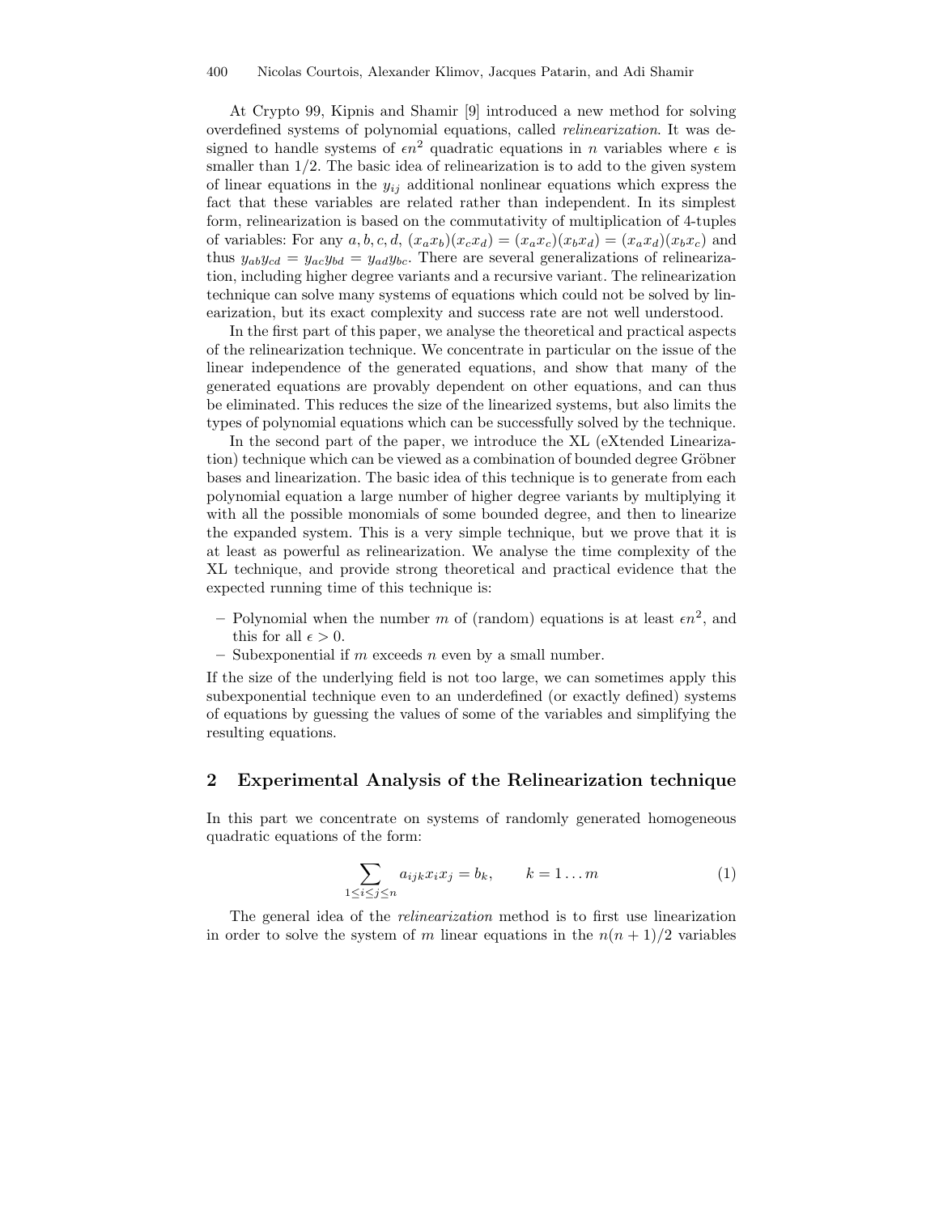At Crypto 99, Kipnis and Shamir [9] introduced a new method for solving overdefined systems of polynomial equations, called *relinearization*. It was designed to handle systems of $\epsilon n^2$ quadratic equations in $n$ variables where $\epsilon$ is smaller than 1/2. The basic idea of relinearization is to add to the given system of linear equations in the $y_{ij}$ additional nonlinear equations which express the fact that these variables are related rather than independent. In its simplest form, relinearization is based on the commutativity of multiplication of 4-tuples of variables: For any $a, b, c, d$, $(x_a x_b)(x_c x_d) = (x_a x_c)(x_b x_d) = (x_a x_d)(x_b x_c)$ and thus $y_{ab} y_{cd} = y_{ac} y_{bd} = y_{ad} y_{bc}$. There are several generalizations of relinearization, including higher degree variants and a recursive variant. The relinearization technique can solve many systems of equations which could not be solved by linearization, but its exact complexity and success rate are not well understood.

In the first part of this paper, we analyse the theoretical and practical aspects of the relinearization technique. We concentrate in particular on the issue of the linear independence of the generated equations, and show that many of the generated equations are provably dependent on other equations, and can thus be eliminated. This reduces the size of the linearized systems, but also limits the types of polynomial equations which can be successfully solved by the technique.

In the second part of the paper, we introduce the XL (eXtended Linearization) technique which can be viewed as a combination of bounded degree Gröbner bases and linearization. The basic idea of this technique is to generate from each polynomial equation a large number of higher degree variants by multiplying it with all the possible monomials of some bounded degree, and then to linearize the expanded system. This is a very simple technique, but we prove that it is at least as powerful as relinearization. We analyse the time complexity of the XL technique, and provide strong theoretical and practical evidence that the expected running time of this technique is:

- Polynomial when the number $m$ of (random) equations is at least $\epsilon n^2$, and this for all $\epsilon > 0$.
- Subexponential if $m$ exceeds $n$ even by a small number.

If the size of the underlying field is not too large, we can sometimes apply this subexponential technique even to an underdefined (or exactly defined) systems of equations by guessing the values of some of the variables and simplifying the resulting equations.

## 2 Experimental Analysis of the Relinearization technique

In this part we concentrate on systems of randomly generated homogeneous quadratic equations of the form:

$$\sum_{1 \le i \le j \le n} a_{ijk} x_i x_j = b_k, \qquad k = 1 \dots m \tag{1}$$

The general idea of the *relinearization* method is to first use linearization in order to solve the system of $m$ linear equations in the $n(n+1)/2$ variables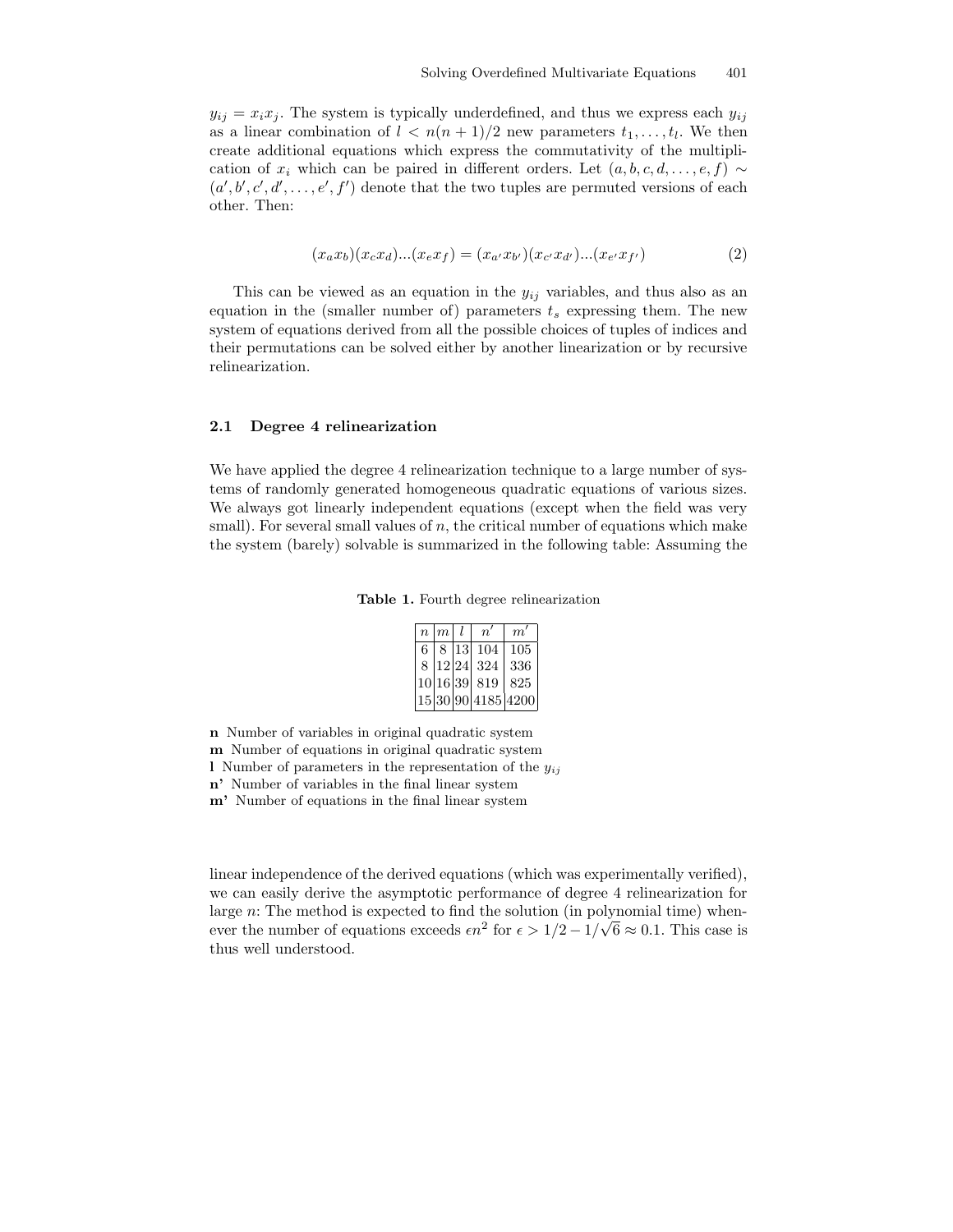$y_{ij} = x_i x_j$. The system is typically underdefined, and thus we express each $y_{ij}$ as a linear combination of $l < n(n+1)/2$ new parameters $t_1, \ldots, t_l$. We then create additional equations which express the commutativity of the multiplication of $x_i$ which can be paired in different orders. Let $(a, b, c, d, \ldots, e, f) \sim (a', b', c', d', \ldots, e', f')$ denote that the two tuples are permuted versions of each other. Then:

$$(x_a x_b)(x_c x_d)...(x_e x_f) = (x_{a'} x_{b'})(x_{c'} x_{d'})...(x_{e'} x_{f'}) \tag{2}$$

This can be viewed as an equation in the $y_{ij}$ variables, and thus also as an equation in the (smaller number of) parameters $t_s$ expressing them. The new system of equations derived from all the possible choices of tuples of indices and their permutations can be solved either by another linearization or by recursive relinearization.

### 2.1 Degree 4 relinearization

We have applied the degree 4 relinearization technique to a large number of systems of randomly generated homogeneous quadratic equations of various sizes. We always got linearly independent equations (except when the field was very small). For several small values of $n$, the critical number of equations which make the system (barely) solvable is summarized in the following table: Assuming the

**Table 1.** Fourth degree relinearization

| $n$ | $m$ | $l$ | $n'$ | $m'$ |
|---|---|---|---|---|
| 6 | 8 | 13 | 104 | 105 |
| 8 | 12 | 24 | 324 | 336 |
| 10 | 16 | 39 | 819 | 825 |
| 15 | 30 | 90 | 4185 | 4200 |

**n** Number of variables in original quadratic system
**m** Number of equations in original quadratic system
**l** Number of parameters in the representation of the $y_{ij}$
**n'** Number of variables in the final linear system
**m'** Number of equations in the final linear system

linear independence of the derived equations (which was experimentally verified), we can easily derive the asymptotic performance of degree 4 relinearization for large $n$: The method is expected to find the solution (in polynomial time) whenever the number of equations exceeds $\epsilon n^2$ for $\epsilon > 1/2 - 1/\sqrt{6} \approx 0.1$. This case is thus well understood.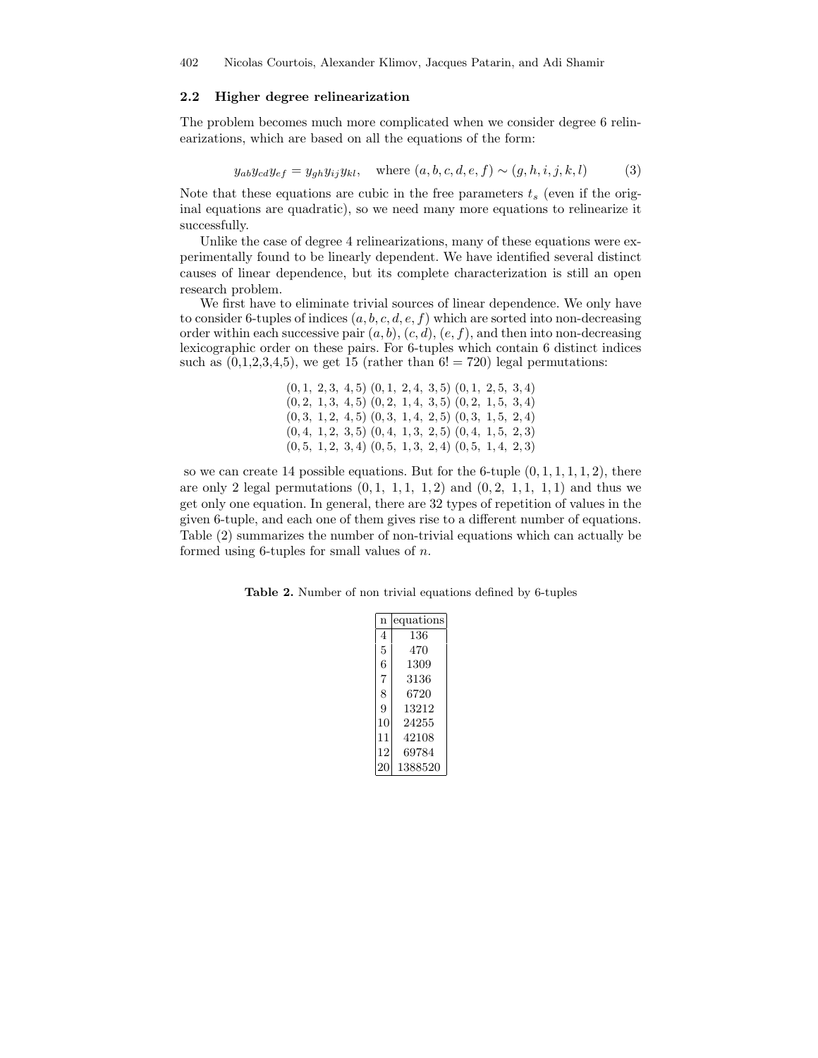### 2.2 Higher degree relinearization

The problem becomes much more complicated when we consider degree 6 relinearizations, which are based on all the equations of the form:

$$y_{ab}y_{cd}y_{ef} = y_{gh}y_{ij}y_{kl}, \quad \text{where } (a,b,c,d,e,f) \sim (g,h,i,j,k,l) \tag{3}$$

Note that these equations are cubic in the free parameters $t_s$ (even if the original equations are quadratic), so we need many more equations to relinearize it successfully.

Unlike the case of degree 4 relinearizations, many of these equations were experimentally found to be linearly dependent. We have identified several distinct causes of linear dependence, but its complete characterization is still an open research problem.

We first have to eliminate trivial sources of linear dependence. We only have to consider 6-tuples of indices $(a,b,c,d,e,f)$ which are sorted into non-decreasing order within each successive pair $(a,b)$, $(c,d)$, $(e,f)$, and then into non-decreasing lexicographic order on these pairs. For 6-tuples which contain 6 distinct indices such as (0,1,2,3,4,5), we get 15 (rather than $6! = 720$) legal permutations:

$$\begin{array}{ccc}
(0,1,\ 2,3,\ 4,5) & (0,1,\ 2,4,\ 3,5) & (0,1,\ 2,5,\ 3,4) \\
(0,2,\ 1,3,\ 4,5) & (0,2,\ 1,4,\ 3,5) & (0,2,\ 1,5,\ 3,4) \\
(0,3,\ 1,2,\ 4,5) & (0,3,\ 1,4,\ 2,5) & (0,3,\ 1,5,\ 2,4) \\
(0,4,\ 1,2,\ 3,5) & (0,4,\ 1,3,\ 2,5) & (0,4,\ 1,5,\ 2,3) \\
(0,5,\ 1,2,\ 3,4) & (0,5,\ 1,3,\ 2,4) & (0,5,\ 1,4,\ 2,3)
\end{array}$$

so we can create 14 possible equations. But for the 6-tuple $(0,1,1,1,1,2)$, there are only 2 legal permutations $(0,1,\ 1,1,\ 1,2)$ and $(0,2,\ 1,1,\ 1,1)$ and thus we get only one equation. In general, there are 32 types of repetition of values in the given 6-tuple, and each one of them gives rise to a different number of equations. Table (2) summarizes the number of non-trivial equations which can actually be formed using 6-tuples for small values of $n$.

**Table 2.** Number of non trivial equations defined by 6-tuples

| n | equations |
|---|---|
| 4 | 136 |
| 5 | 470 |
| 6 | 1309 |
| 7 | 3136 |
| 8 | 6720 |
| 9 | 13212 |
| 10 | 24255 |
| 11 | 42108 |
| 12 | 69784 |
| 20 | 1388520 |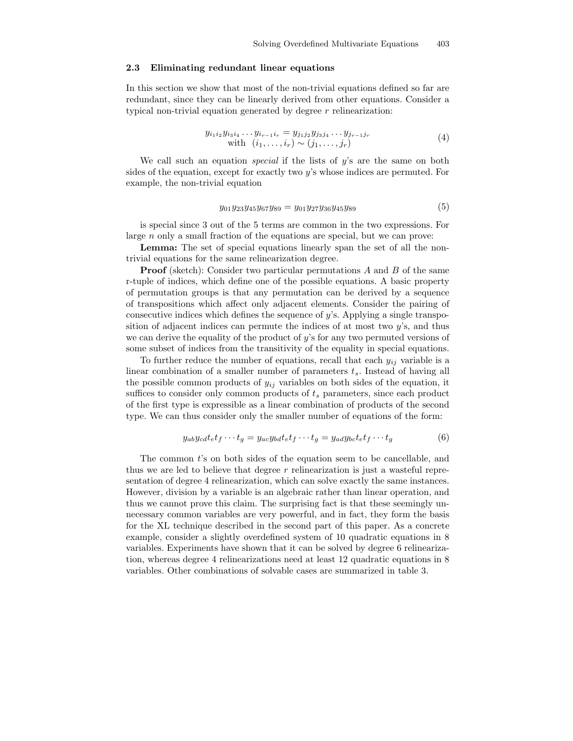### 2.3 Eliminating redundant linear equations

In this section we show that most of the non-trivial equations defined so far are redundant, since they can be linearly derived from other equations. Consider a typical non-trivial equation generated by degree $r$ relinearization:

$$y_{i_1 i_2} y_{i_3 i_4} \ldots y_{i_{r-1} i_r} = y_{j_1 j_2} y_{j_3 j_4} \ldots y_{j_{r-1} j_r} \quad \text{with} \quad (i_1, \ldots, i_r) \sim (j_1, \ldots, j_r) \tag{4}$$

We call such an equation *special* if the lists of $y$'s are the same on both sides of the equation, except for exactly two $y$'s whose indices are permuted. For example, the non-trivial equation

$$y_{01} y_{23} y_{45} y_{67} y_{89} = y_{01} y_{27} y_{36} y_{45} y_{89} \tag{5}$$

is special since 3 out of the 5 terms are common in the two expressions. For large $n$ only a small fraction of the equations are special, but we can prove:

**Lemma:** The set of special equations linearly span the set of all the non-trivial equations for the same relinearization degree.

**Proof** (sketch): Consider two particular permutations $A$ and $B$ of the same r-tuple of indices, which define one of the possible equations. A basic property of permutation groups is that any permutation can be derived by a sequence of transpositions which affect only adjacent elements. Consider the pairing of consecutive indices which defines the sequence of $y$'s. Applying a single transposition of adjacent indices can permute the indices of at most two $y$'s, and thus we can derive the equality of the product of $y$'s for any two permuted versions of some subset of indices from the transitivity of the equality in special equations.

To further reduce the number of equations, recall that each $y_{ij}$ variable is a linear combination of a smaller number of parameters $t_s$. Instead of having all the possible common products of $y_{ij}$ variables on both sides of the equation, it suffices to consider only common products of $t_s$ parameters, since each product of the first type is expressible as a linear combination of products of the second type. We can thus consider only the smaller number of equations of the form:

$$y_{ab} y_{cd} t_e t_f \cdots t_g = y_{ac} y_{bd} t_e t_f \cdots t_g = y_{ad} y_{bc} t_e t_f \cdots t_g \tag{6}$$

The common $t$'s on both sides of the equation seem to be cancellable, and thus we are led to believe that degree $r$ relinearization is just a wasteful representation of degree 4 relinearization, which can solve exactly the same instances. However, division by a variable is an algebraic rather than linear operation, and thus we cannot prove this claim. The surprising fact is that these seemingly unnecessary common variables are very powerful, and in fact, they form the basis for the XL technique described in the second part of this paper. As a concrete example, consider a slightly overdefined system of 10 quadratic equations in 8 variables. Experiments have shown that it can be solved by degree 6 relinearization, whereas degree 4 relinearizations need at least 12 quadratic equations in 8 variables. Other combinations of solvable cases are summarized in table 3.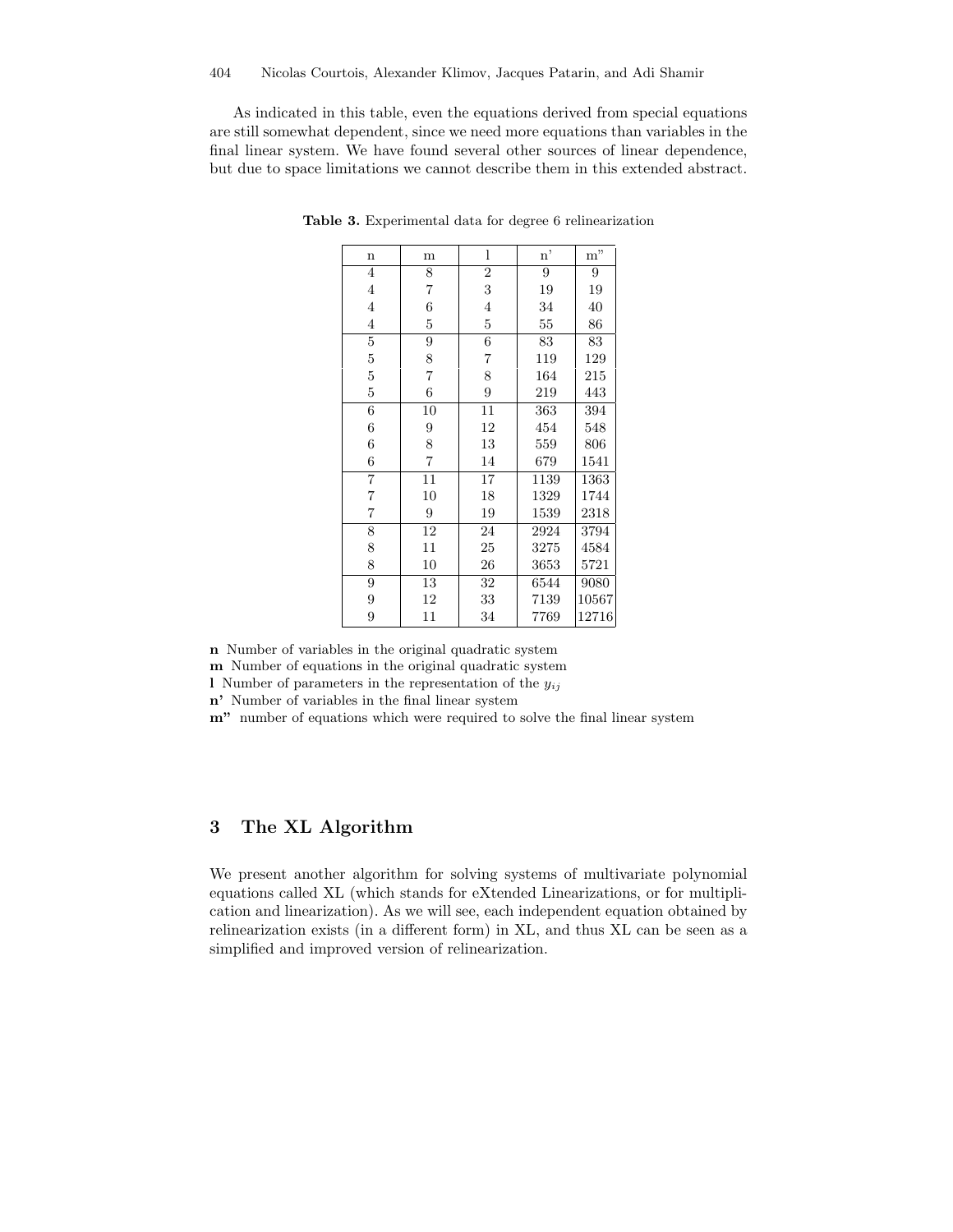As indicated in this table, even the equations derived from special equations are still somewhat dependent, since we need more equations than variables in the final linear system. We have found several other sources of linear dependence, but due to space limitations we cannot describe them in this extended abstract.

**Table 3.** Experimental data for degree 6 relinearization

| n | m | l | n' | m" |
|---|---|---|---|---|
| 4 | 8 | 2 | 9 | 9 |
| 4 | 7 | 3 | 19 | 19 |
| 4 | 6 | 4 | 34 | 40 |
| 4 | 5 | 5 | 55 | 86 |
| 5 | 9 | 6 | 83 | 83 |
| 5 | 8 | 7 | 119 | 129 |
| 5 | 7 | 8 | 164 | 215 |
| 5 | 6 | 9 | 219 | 443 |
| 6 | 10 | 11 | 363 | 394 |
| 6 | 9 | 12 | 454 | 548 |
| 6 | 8 | 13 | 559 | 806 |
| 6 | 7 | 14 | 679 | 1541 |
| 7 | 11 | 17 | 1139 | 1363 |
| 7 | 10 | 18 | 1329 | 1744 |
| 7 | 9 | 19 | 1539 | 2318 |
| 8 | 12 | 24 | 2924 | 3794 |
| 8 | 11 | 25 | 3275 | 4584 |
| 8 | 10 | 26 | 3653 | 5721 |
| 9 | 13 | 32 | 6544 | 9080 |
| 9 | 12 | 33 | 7139 | 10567 |
| 9 | 11 | 34 | 7769 | 12716 |

**n** Number of variables in the original quadratic system
**m** Number of equations in the original quadratic system
**l** Number of parameters in the representation of the $y_{ij}$
**n'** Number of variables in the final linear system
**m"** number of equations which were required to solve the final linear system

## 3 The XL Algorithm

We present another algorithm for solving systems of multivariate polynomial equations called XL (which stands for eXtended Linearizations, or for multiplication and linearization). As we will see, each independent equation obtained by relinearization exists (in a different form) in XL, and thus XL can be seen as a simplified and improved version of relinearization.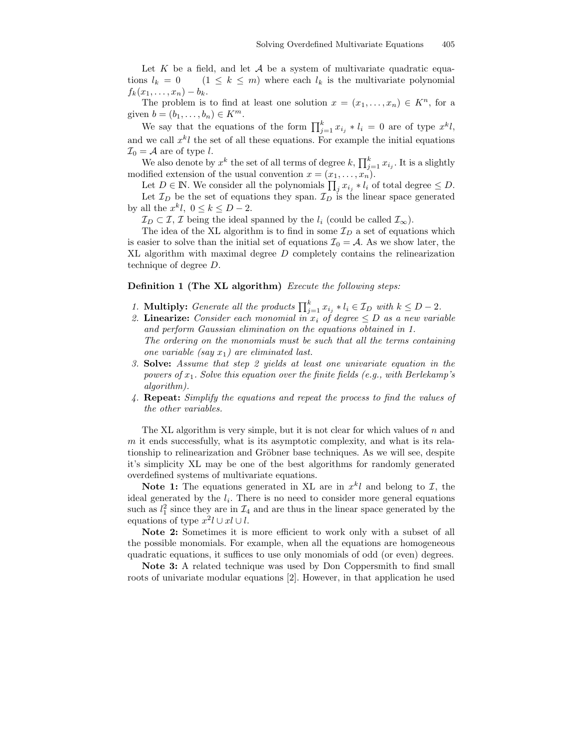Let $K$ be a field, and let $\mathcal{A}$ be a system of multivariate quadratic equations $l_k = 0 \quad (1 \leq k \leq m)$ where each $l_k$ is the multivariate polynomial $f_k(x_1, \ldots, x_n) - b_k$.

The problem is to find at least one solution $x = (x_1, \ldots, x_n) \in K^n$, for a given $b = (b_1, \ldots, b_n) \in K^m$.

We say that the equations of the form $\prod_{j=1}^{k} x_{i_j} * l_i = 0$ are of type $x^k l$, and we call $x^k l$ the set of all these equations. For example the initial equations $\mathcal{I}_0 = \mathcal{A}$ are of type $l$.

We also denote by $x^k$ the set of all terms of degree $k$, $\prod_{j=1}^{k} x_{i_j}$. It is a slightly modified extension of the usual convention $x = (x_1, \ldots, x_n)$.

Let $D \in \mathbb{N}$. We consider all the polynomials $\prod_j x_{i_j} * l_i$ of total degree $\leq D$. Let $\mathcal{I}_D$ be the set of equations they span. $\mathcal{I}_D$ is the linear space generated by all the $x^k l$, $0 \leq k \leq D - 2$.

$\mathcal{I}_D \subset \mathcal{I}$, $\mathcal{I}$ being the ideal spanned by the $l_i$ (could be called $\mathcal{I}_\infty$).

The idea of the XL algorithm is to find in some $\mathcal{I}_D$ a set of equations which is easier to solve than the initial set of equations $\mathcal{I}_0 = \mathcal{A}$. As we show later, the XL algorithm with maximal degree $D$ completely contains the relinearization technique of degree $D$.

**Definition 1 (The XL algorithm)** *Execute the following steps:*

1. **Multiply:** *Generate all the products* $\prod_{j=1}^{k} x_{i_j} * l_i \in \mathcal{I}_D$ *with* $k \leq D - 2$.
2. **Linearize:** *Consider each monomial in* $x_i$ *of degree* $\leq D$ *as a new variable and perform Gaussian elimination on the equations obtained in 1.*
   *The ordering on the monomials must be such that all the terms containing one variable (say* $x_1$*) are eliminated last.*
3. **Solve:** *Assume that step 2 yields at least one univariate equation in the powers of* $x_1$*. Solve this equation over the finite fields (e.g., with Berlekamp's algorithm).*
4. **Repeat:** *Simplify the equations and repeat the process to find the values of the other variables.*

The XL algorithm is very simple, but it is not clear for which values of $n$ and $m$ it ends successfully, what is its asymptotic complexity, and what is its relationship to relinearization and Gröbner base techniques. As we will see, despite it's simplicity XL may be one of the best algorithms for randomly generated overdefined systems of multivariate equations.

**Note 1:** The equations generated in XL are in $x^k l$ and belong to $\mathcal{I}$, the ideal generated by the $l_i$. There is no need to consider more general equations such as $l_1^2$ since they are in $\mathcal{I}_4$ and are thus in the linear space generated by the equations of type $x^2 l \cup xl \cup l$.

**Note 2:** Sometimes it is more efficient to work only with a subset of all the possible monomials. For example, when all the equations are homogeneous quadratic equations, it suffices to use only monomials of odd (or even) degrees.

**Note 3:** A related technique was used by Don Coppersmith to find small roots of univariate modular equations [2]. However, in that application he used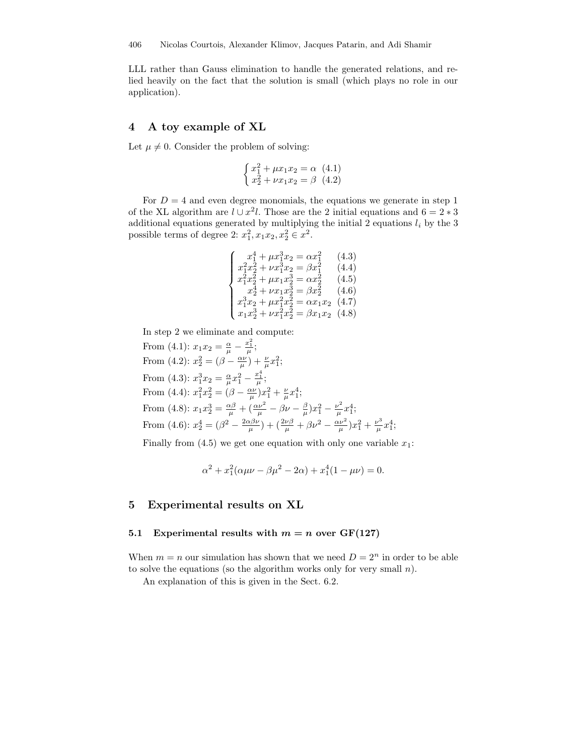LLL rather than Gauss elimination to handle the generated relations, and relied heavily on the fact that the solution is small (which plays no role in our application).

## 4 A toy example of XL

Let $\mu \neq 0$. Consider the problem of solving:

$$\begin{cases} x_1^2 + \mu x_1 x_2 = \alpha & (4.1) \\ x_2^2 + \nu x_1 x_2 = \beta & (4.2) \end{cases}$$

For $D = 4$ and even degree monomials, the equations we generate in step 1 of the XL algorithm are $l \cup x^2 l$. Those are the 2 initial equations and $6 = 2 * 3$ additional equations generated by multiplying the initial 2 equations $l_i$ by the 3 possible terms of degree 2: $x_1^2, x_1x_2, x_2^2 \in x^2$.

$$\begin{cases} x_1^4 + \mu x_1^3 x_2 = \alpha x_1^2 & (4.3) \\ x_1^2 x_2^2 + \nu x_1^3 x_2 = \beta x_1^2 & (4.4) \\ x_1^2 x_2^2 + \mu x_1 x_2^3 = \alpha x_2^2 & (4.5) \\ x_2^4 + \nu x_1 x_2^3 = \beta x_2^2 & (4.6) \\ x_1^3 x_2 + \mu x_1^2 x_2^2 = \alpha x_1 x_2 & (4.7) \\ x_1 x_2^3 + \nu x_1^2 x_2^2 = \beta x_1 x_2 & (4.8) \end{cases}$$

In step 2 we eliminate and compute:

From (4.1): $x_1 x_2 = \frac{\alpha}{\mu} - \frac{x_1^2}{\mu}$;

From (4.2): $x_2^2 = (\beta - \frac{\alpha\nu}{\mu}) + \frac{\nu}{\mu} x_1^2$;

From (4.3): $x_1^3 x_2 = \frac{\alpha}{\mu} x_1^2 - \frac{x_1^4}{\mu}$;

From (4.4): $x_1^2 x_2^2 = (\beta - \frac{\alpha\nu}{\mu}) x_1^2 + \frac{\nu}{\mu} x_1^4$;

From (4.8): $x_1 x_2^3 = \frac{\alpha\beta}{\mu} + (\frac{\alpha\nu^2}{\mu} - \beta\nu - \frac{\beta}{\mu}) x_1^2 - \frac{\nu^2}{\mu} x_1^4$;

From (4.6): $x_2^4 = (\beta^2 - \frac{2\alpha\beta\nu}{\mu}) + (\frac{2\nu\beta}{\mu} + \beta\nu^2 - \frac{\alpha\nu^2}{\mu}) x_1^2 + \frac{\nu^3}{\mu} x_1^4$;

Finally from (4.5) we get one equation with only one variable $x_1$:

$$\alpha^2 + x_1^2(\alpha\mu\nu - \beta\mu^2 - 2\alpha) + x_1^4(1 - \mu\nu) = 0.$$

## 5 Experimental results on XL

### 5.1 Experimental results with $m = n$ over GF(127)

When $m = n$ our simulation has shown that we need $D = 2^n$ in order to be able to solve the equations (so the algorithm works only for very small $n$).

An explanation of this is given in the Sect. 6.2.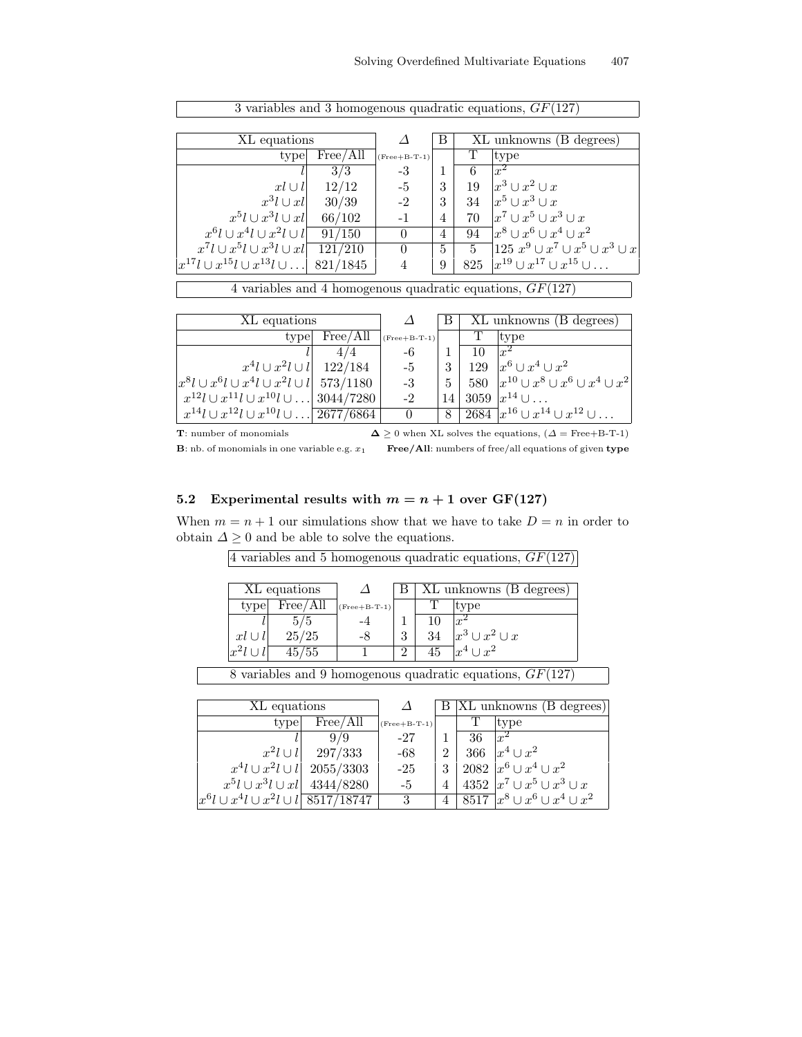3 variables and 3 homogenous quadratic equations, $GF(127)$

| XL equations | | $\Delta$ | B | XL unknowns (B degrees) | |
|---|---|---|---|---|---|
| type | Free/All | (Free+B-T-1) | | T | type |
| $l$ | 3/3 | -3 | 1 | 6 | $x^2$ |
| $xl \cup l$ | 12/12 | -5 | 3 | 19 | $x^3 \cup x^2 \cup x$ |
| $x^3l \cup xl$ | 30/39 | -2 | 3 | 34 | $x^5 \cup x^3 \cup x$ |
| $x^5l \cup x^3l \cup xl$ | 66/102 | -1 | 4 | 70 | $x^7 \cup x^5 \cup x^3 \cup x$ |
| $x^6l \cup x^4l \cup x^2l \cup l$ | 91/150 | 0 | 4 | 94 | $x^8 \cup x^6 \cup x^4 \cup x^2$ |
| $x^7l \cup x^5l \cup x^3l \cup xl$ | 121/210 | 0 | 5 | 5 | 125 $x^9 \cup x^7 \cup x^5 \cup x^3 \cup x$ |
| $x^{17}l \cup x^{15}l \cup x^{13}l \cup \dots$ | 821/1845 | 4 | 9 | 825 | $x^{19} \cup x^{17} \cup x^{15} \cup \dots$ |

4 variables and 4 homogenous quadratic equations, $GF(127)$

| XL equations | | $\Delta$ | B | XL unknowns (B degrees) | |
|---|---|---|---|---|---|
| type | Free/All | (Free+B-T-1) | | T | type |
| $l$ | 4/4 | -6 | 1 | 10 | $x^2$ |
| $x^4l \cup x^2l \cup l$ | 122/184 | -5 | 3 | 129 | $x^6 \cup x^4 \cup x^2$ |
| $x^8l \cup x^6l \cup x^4l \cup x^2l \cup l$ | 573/1180 | -3 | 5 | 580 | $x^{10} \cup x^8 \cup x^6 \cup x^4 \cup x^2$ |
| $x^{12}l \cup x^{11}l \cup x^{10}l \cup \dots$ | 3044/7280 | -2 | 14 | 3059 | $x^{14} \cup \dots$ |
| $x^{14}l \cup x^{12}l \cup x^{10}l \cup \dots$ | 2677/6864 | 0 | 8 | 2684 | $x^{16} \cup x^{14} \cup x^{12} \cup \dots$ |

**T**: number of monomials $\quad$ **$\Delta \geq 0$** when XL solves the equations, ($\Delta$ = Free+B-T-1)

**B**: nb. of monomials in one variable e.g. $x_1$ $\quad$ **Free/All**: numbers of free/all equations of given **type**

### 5.2 Experimental results with $m = n + 1$ over GF(127)

When $m = n + 1$ our simulations show that we have to take $D = n$ in order to obtain $\Delta \geq 0$ and be able to solve the equations.

4 variables and 5 homogenous quadratic equations, $GF(127)$

| XL equations | | $\Delta$ | B | XL unknowns (B degrees) | |
|---|---|---|---|---|---|
| type | Free/All | (Free+B-T-1) | | T | type |
| $l$ | 5/5 | -4 | 1 | 10 | $x^2$ |
| $xl \cup l$ | 25/25 | -8 | 3 | 34 | $x^3 \cup x^2 \cup x$ |
| $x^2l \cup l$ | 45/55 | 1 | 2 | 45 | $x^4 \cup x^2$ |

8 variables and 9 homogenous quadratic equations, $GF(127)$

| XL equations | | $\Delta$ | B | XL unknowns (B degrees) | |
|---|---|---|---|---|---|
| type | Free/All | (Free+B-T-1) | | T | type |
| $l$ | 9/9 | -27 | 1 | 36 | $x^2$ |
| $x^2l \cup l$ | 297/333 | -68 | 2 | 366 | $x^4 \cup x^2$ |
| $x^4l \cup x^2l \cup l$ | 2055/3303 | -25 | 3 | 2082 | $x^6 \cup x^4 \cup x^2$ |
| $x^5l \cup x^3l \cup xl$ | 4344/8280 | -5 | 4 | 4352 | $x^7 \cup x^5 \cup x^3 \cup x$ |
| $x^6l \cup x^4l \cup x^2l \cup l$ | 8517/18747 | 3 | 4 | 8517 | $x^8 \cup x^6 \cup x^4 \cup x^2$ |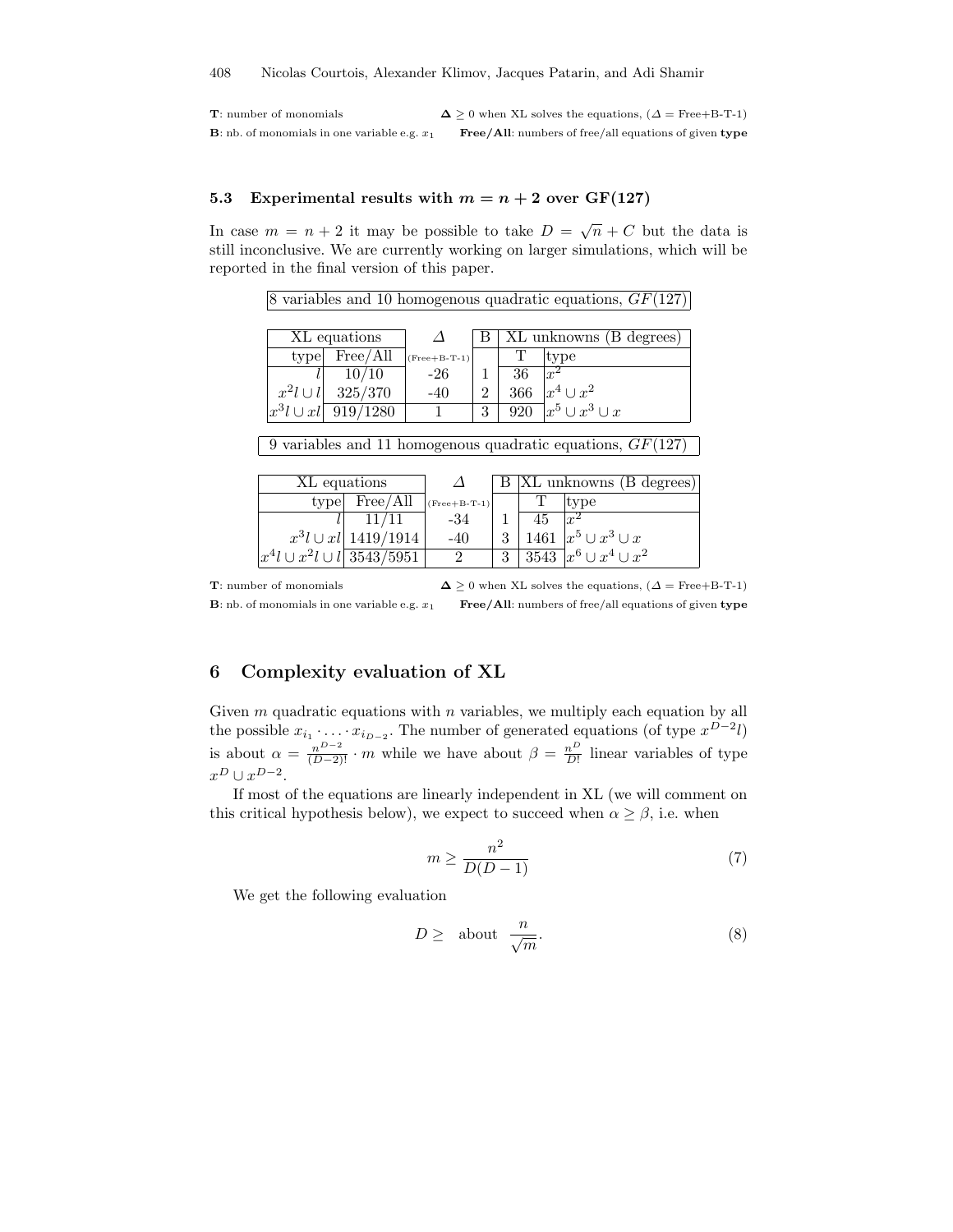**T**: number of monomials $\quad$ **Δ** $\geq 0$ when XL solves the equations, ($\Delta$ = Free+B-T-1)

**B**: nb. of monomials in one variable e.g. $x_1$ $\quad$ **Free/All**: numbers of free/all equations of given **type**

### 5.3 Experimental results with $m = n + 2$ over GF(127)

In case $m = n + 2$ it may be possible to take $D = \sqrt{n} + C$ but the data is still inconclusive. We are currently working on larger simulations, which will be reported in the final version of this paper.

8 variables and 10 homogenous quadratic equations, $GF(127)$

| XL equations | | $\Delta$ | B | XL unknowns (B degrees) | |
|---|---|---|---|---|---|
| type | Free/All | (Free+B-T-1) | | T | type |
| $l$ | 10/10 | -26 | 1 | 36 | $x^2$ |
| $x^2l \cup l$ | 325/370 | -40 | 2 | 366 | $x^4 \cup x^2$ |
| $x^3l \cup xl$ | 919/1280 | 1 | 3 | 920 | $x^5 \cup x^3 \cup x$ |

9 variables and 11 homogenous quadratic equations, $GF(127)$

| XL equations | | $\Delta$ | B | XL unknowns (B degrees) | |
|---|---|---|---|---|---|
| type | Free/All | (Free+B-T-1) | | T | type |
| $l$ | 11/11 | -34 | 1 | 45 | $x^2$ |
| $x^3l \cup xl$ | 1419/1914 | -40 | 3 | 1461 | $x^5 \cup x^3 \cup x$ |
| $x^4l \cup x^2l \cup l$ | 3543/5951 | 2 | 3 | 3543 | $x^6 \cup x^4 \cup x^2$ |

**T**: number of monomials $\quad$ **Δ** $\geq 0$ when XL solves the equations, ($\Delta$ = Free+B-T-1)

**B**: nb. of monomials in one variable e.g. $x_1$ $\quad$ **Free/All**: numbers of free/all equations of given **type**

## 6 Complexity evaluation of XL

Given $m$ quadratic equations with $n$ variables, we multiply each equation by all the possible $x_{i_1} \cdot \ldots \cdot x_{i_{D-2}}$. The number of generated equations (of type $x^{D-2}l$) is about $\alpha = \frac{n^{D-2}}{(D-2)!} \cdot m$ while we have about $\beta = \frac{n^D}{D!}$ linear variables of type $x^D \cup x^{D-2}$.

If most of the equations are linearly independent in XL (we will comment on this critical hypothesis below), we expect to succeed when $\alpha \geq \beta$, i.e. when

$$m \geq \frac{n^2}{D(D-1)} \tag{7}$$

We get the following evaluation

$$D \geq \text{ about } \frac{n}{\sqrt{m}}. \tag{8}$$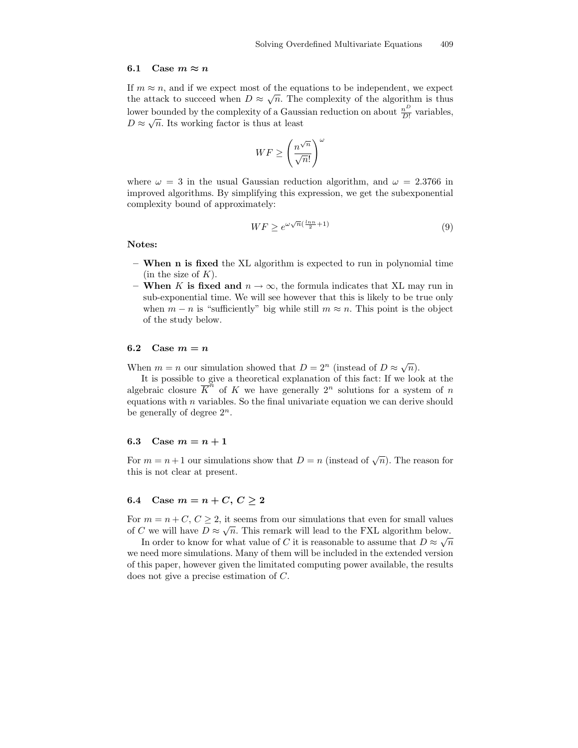### 6.1 Case $m \approx n$

If $m \approx n$, and if we expect most of the equations to be independent, we expect the attack to succeed when $D \approx \sqrt{n}$. The complexity of the algorithm is thus lower bounded by the complexity of a Gaussian reduction on about $\frac{n^D}{D!}$ variables, $D \approx \sqrt{n}$. Its working factor is thus at least

$$WF \geq \left( \frac{n^{\sqrt{n}}}{\sqrt{n}!} \right)^{\omega}$$

where $\omega = 3$ in the usual Gaussian reduction algorithm, and $\omega = 2.3766$ in improved algorithms. By simplifying this expression, we get the subexponential complexity bound of approximately:

$$WF \geq e^{\omega \sqrt{n} (\frac{\ln n}{2} + 1)} \tag{9}$$

**Notes:**

- **When n is fixed** the XL algorithm is expected to run in polynomial time (in the size of $K$).
- **When $K$ is fixed and** $n \to \infty$, the formula indicates that XL may run in sub-exponential time. We will see however that this is likely to be true only when $m - n$ is "sufficiently" big while still $m \approx n$. This point is the object of the study below.

### 6.2 Case $m = n$

When $m = n$ our simulation showed that $D = 2^n$ (instead of $D \approx \sqrt{n}$).

It is possible to give a theoretical explanation of this fact: If we look at the algebraic closure $\overline{K}^n$ of $K$ we have generally $2^n$ solutions for a system of $n$ equations with $n$ variables. So the final univariate equation we can derive should be generally of degree $2^n$.

### 6.3 Case $m = n + 1$

For $m = n + 1$ our simulations show that $D = n$ (instead of $\sqrt{n}$). The reason for this is not clear at present.

### 6.4 Case $m = n + C$, $C \geq 2$

For $m = n + C$, $C \geq 2$, it seems from our simulations that even for small values of $C$ we will have $D \approx \sqrt{n}$. This remark will lead to the FXL algorithm below.

In order to know for what value of $C$ it is reasonable to assume that $D \approx \sqrt{n}$ we need more simulations. Many of them will be included in the extended version of this paper, however given the limitated computing power available, the results does not give a precise estimation of $C$.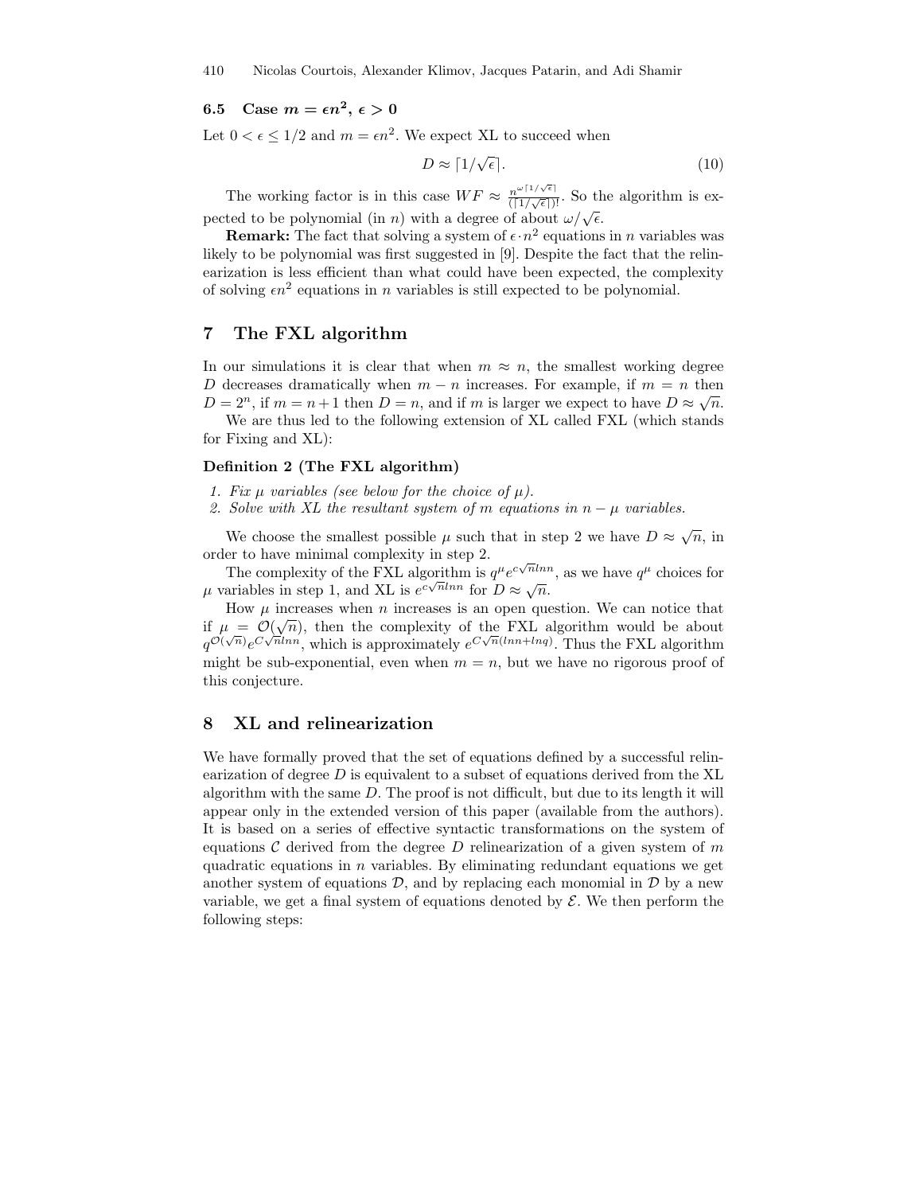### 6.5 Case $m = \epsilon n^2$, $\epsilon > 0$

Let $0 < \epsilon \leq 1/2$ and $m = \epsilon n^2$. We expect XL to succeed when

$$D \approx \lceil 1/\sqrt{\epsilon} \rceil. \tag{10}$$

The working factor is in this case $WF \approx \frac{n^{\omega \lceil 1/\sqrt{\epsilon} \rceil}}{(\lceil 1/\sqrt{\epsilon} \rceil)!}$. So the algorithm is expected to be polynomial (in $n$) with a degree of about $\omega/\sqrt{\epsilon}$.

**Remark:** The fact that solving a system of $\epsilon \cdot n^2$ equations in $n$ variables was likely to be polynomial was first suggested in [9]. Despite the fact that the relinearization is less efficient than what could have been expected, the complexity of solving $\epsilon n^2$ equations in $n$ variables is still expected to be polynomial.

## 7 The FXL algorithm

In our simulations it is clear that when $m \approx n$, the smallest working degree $D$ decreases dramatically when $m - n$ increases. For example, if $m = n$ then $D = 2^n$, if $m = n+1$ then $D = n$, and if $m$ is larger we expect to have $D \approx \sqrt{n}$.

We are thus led to the following extension of XL called FXL (which stands for Fixing and XL):

**Definition 2 (The FXL algorithm)**

1. *Fix $\mu$ variables (see below for the choice of $\mu$).*
2. *Solve with XL the resultant system of $m$ equations in $n - \mu$ variables.*

We choose the smallest possible $\mu$ such that in step 2 we have $D \approx \sqrt{n}$, in order to have minimal complexity in step 2.

The complexity of the FXL algorithm is $q^{\mu} e^{c\sqrt{n} ln n}$, as we have $q^{\mu}$ choices for $\mu$ variables in step 1, and XL is $e^{c\sqrt{n} ln n}$ for $D \approx \sqrt{n}$.

How $\mu$ increases when $n$ increases is an open question. We can notice that if $\mu = \mathcal{O}(\sqrt{n})$, then the complexity of the FXL algorithm would be about $q^{\mathcal{O}(\sqrt{n})} e^{C\sqrt{n} ln n}$, which is approximately $e^{C\sqrt{n}(ln n + ln q)}$. Thus the FXL algorithm might be sub-exponential, even when $m = n$, but we have no rigorous proof of this conjecture.

## 8 XL and relinearization

We have formally proved that the set of equations defined by a successful relinearization of degree $D$ is equivalent to a subset of equations derived from the XL algorithm with the same $D$. The proof is not difficult, but due to its length it will appear only in the extended version of this paper (available from the authors). It is based on a series of effective syntactic transformations on the system of equations $\mathcal{C}$ derived from the degree $D$ relinearization of a given system of $m$ quadratic equations in $n$ variables. By eliminating redundant equations we get another system of equations $\mathcal{D}$, and by replacing each monomial in $\mathcal{D}$ by a new variable, we get a final system of equations denoted by $\mathcal{E}$. We then perform the following steps: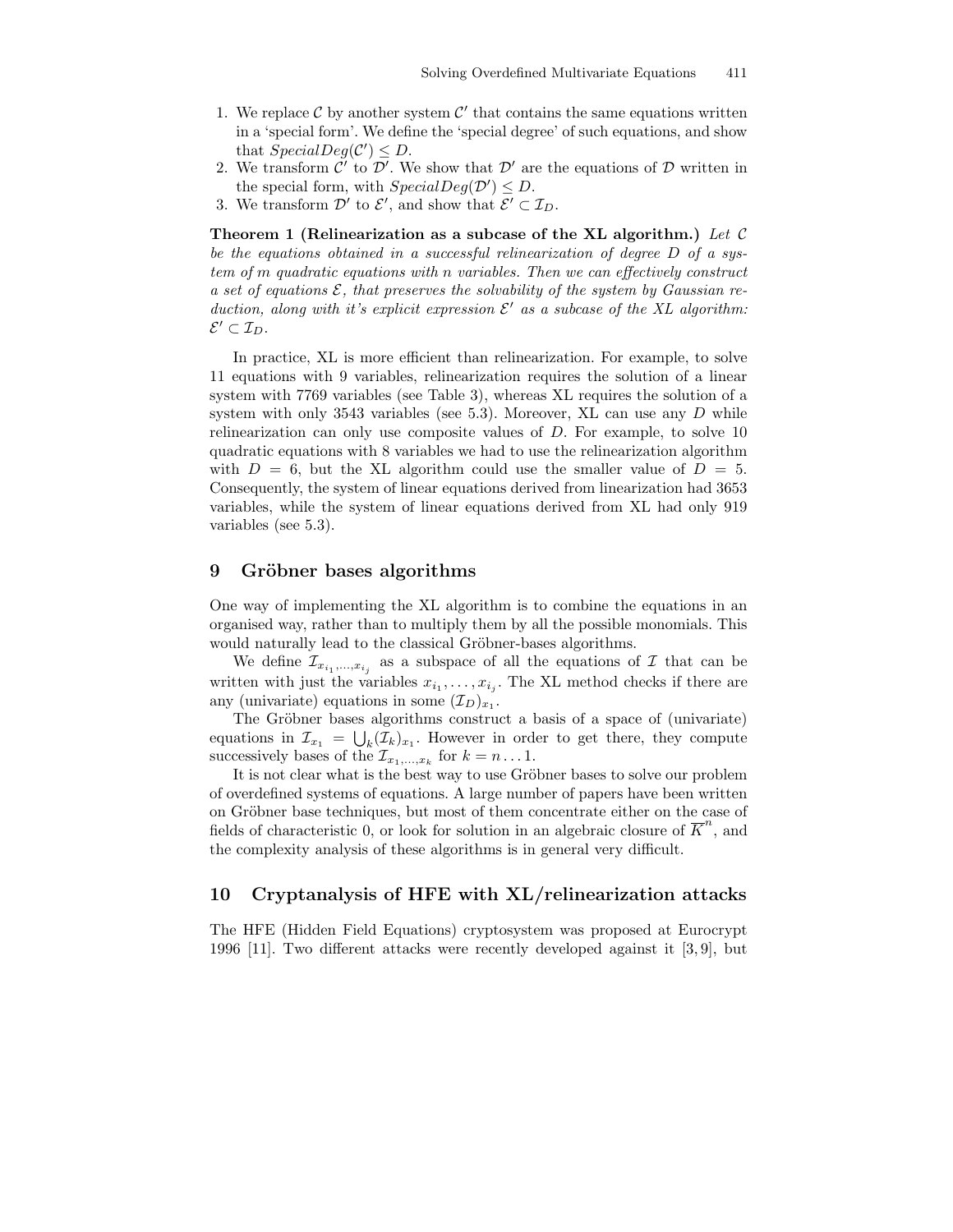1. We replace $\mathcal{C}$ by another system $\mathcal{C}'$ that contains the same equations written in a 'special form'. We define the 'special degree' of such equations, and show that $SpecialDeg(\mathcal{C}') \leq D$.
2. We transform $\mathcal{C}'$ to $\mathcal{D}'$. We show that $\mathcal{D}'$ are the equations of $\mathcal{D}$ written in the special form, with $SpecialDeg(\mathcal{D}') \leq D$.
3. We transform $\mathcal{D}'$ to $\mathcal{E}'$, and show that $\mathcal{E}' \subset \mathcal{I}_D$.

**Theorem 1 (Relinearization as a subcase of the XL algorithm.)** *Let $\mathcal{C}$ be the equations obtained in a successful relinearization of degree $D$ of a system of $m$ quadratic equations with $n$ variables. Then we can effectively construct a set of equations $\mathcal{E}$, that preserves the solvability of the system by Gaussian reduction, along with it's explicit expression $\mathcal{E}'$ as a subcase of the XL algorithm: $\mathcal{E}' \subset \mathcal{I}_D$.*

In practice, XL is more efficient than relinearization. For example, to solve 11 equations with 9 variables, relinearization requires the solution of a linear system with 7769 variables (see Table 3), whereas XL requires the solution of a system with only 3543 variables (see 5.3). Moreover, XL can use any $D$ while relinearization can only use composite values of $D$. For example, to solve 10 quadratic equations with 8 variables we had to use the relinearization algorithm with $D = 6$, but the XL algorithm could use the smaller value of $D = 5$. Consequently, the system of linear equations derived from linearization had 3653 variables, while the system of linear equations derived from XL had only 919 variables (see 5.3).

## 9 Gröbner bases algorithms

One way of implementing the XL algorithm is to combine the equations in an organised way, rather than to multiply them by all the possible monomials. This would naturally lead to the classical Gröbner-bases algorithms.

We define $\mathcal{I}_{x_{i_1},\ldots,x_{i_j}}$ as a subspace of all the equations of $\mathcal{I}$ that can be written with just the variables $x_{i_1},\ldots,x_{i_j}$. The XL method checks if there are any (univariate) equations in some $(\mathcal{I}_D)_{x_1}$.

The Gröbner bases algorithms construct a basis of a space of (univariate) equations in $\mathcal{I}_{x_1} = \bigcup_k (\mathcal{I}_k)_{x_1}$. However in order to get there, they compute successively bases of the $\mathcal{I}_{x_1,\ldots,x_k}$ for $k = n \ldots 1$.

It is not clear what is the best way to use Gröbner bases to solve our problem of overdefined systems of equations. A large number of papers have been written on Gröbner base techniques, but most of them concentrate either on the case of fields of characteristic 0, or look for solution in an algebraic closure of $\overline{K}^n$, and the complexity analysis of these algorithms is in general very difficult.

## 10 Cryptanalysis of HFE with XL/relinearization attacks

The HFE (Hidden Field Equations) cryptosystem was proposed at Eurocrypt 1996 [11]. Two different attacks were recently developed against it [3, 9], but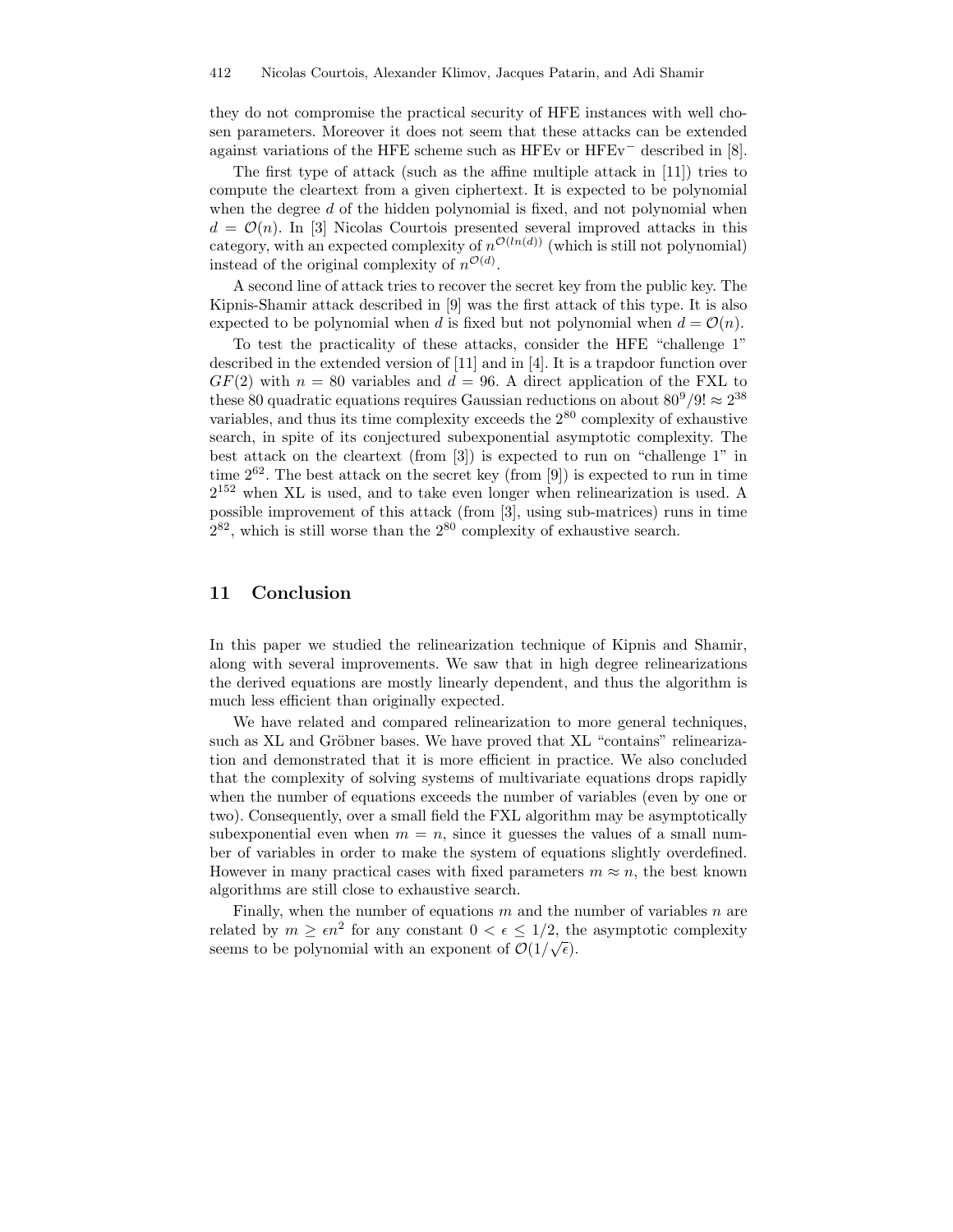they do not compromise the practical security of HFE instances with well chosen parameters. Moreover it does not seem that these attacks can be extended against variations of the HFE scheme such as HFEv or HFEv$^-$ described in [8].

The first type of attack (such as the affine multiple attack in [11]) tries to compute the cleartext from a given ciphertext. It is expected to be polynomial when the degree $d$ of the hidden polynomial is fixed, and not polynomial when $d = \mathcal{O}(n)$. In [3] Nicolas Courtois presented several improved attacks in this category, with an expected complexity of $n^{\mathcal{O}(ln(d))}$ (which is still not polynomial) instead of the original complexity of $n^{\mathcal{O}(d)}$.

A second line of attack tries to recover the secret key from the public key. The Kipnis-Shamir attack described in [9] was the first attack of this type. It is also expected to be polynomial when $d$ is fixed but not polynomial when $d = \mathcal{O}(n)$.

To test the practicality of these attacks, consider the HFE "challenge 1" described in the extended version of [11] and in [4]. It is a trapdoor function over $GF(2)$ with $n = 80$ variables and $d = 96$. A direct application of the FXL to these 80 quadratic equations requires Gaussian reductions on about $80^9/9! \approx 2^{38}$ variables, and thus its time complexity exceeds the $2^{80}$ complexity of exhaustive search, in spite of its conjectured subexponential asymptotic complexity. The best attack on the cleartext (from [3]) is expected to run on "challenge 1" in time $2^{62}$. The best attack on the secret key (from [9]) is expected to run in time $2^{152}$ when XL is used, and to take even longer when relinearization is used. A possible improvement of this attack (from [3], using sub-matrices) runs in time $2^{82}$, which is still worse than the $2^{80}$ complexity of exhaustive search.

## 11 Conclusion

In this paper we studied the relinearization technique of Kipnis and Shamir, along with several improvements. We saw that in high degree relinearizations the derived equations are mostly linearly dependent, and thus the algorithm is much less efficient than originally expected.

We have related and compared relinearization to more general techniques, such as XL and Gröbner bases. We have proved that XL "contains" relinearization and demonstrated that it is more efficient in practice. We also concluded that the complexity of solving systems of multivariate equations drops rapidly when the number of equations exceeds the number of variables (even by one or two). Consequently, over a small field the FXL algorithm may be asymptotically subexponential even when $m = n$, since it guesses the values of a small number of variables in order to make the system of equations slightly overdefined. However in many practical cases with fixed parameters $m \approx n$, the best known algorithms are still close to exhaustive search.

Finally, when the number of equations $m$ and the number of variables $n$ are related by $m \geq \epsilon n^2$ for any constant $0 < \epsilon \leq 1/2$, the asymptotic complexity seems to be polynomial with an exponent of $\mathcal{O}(1/\sqrt{\epsilon})$.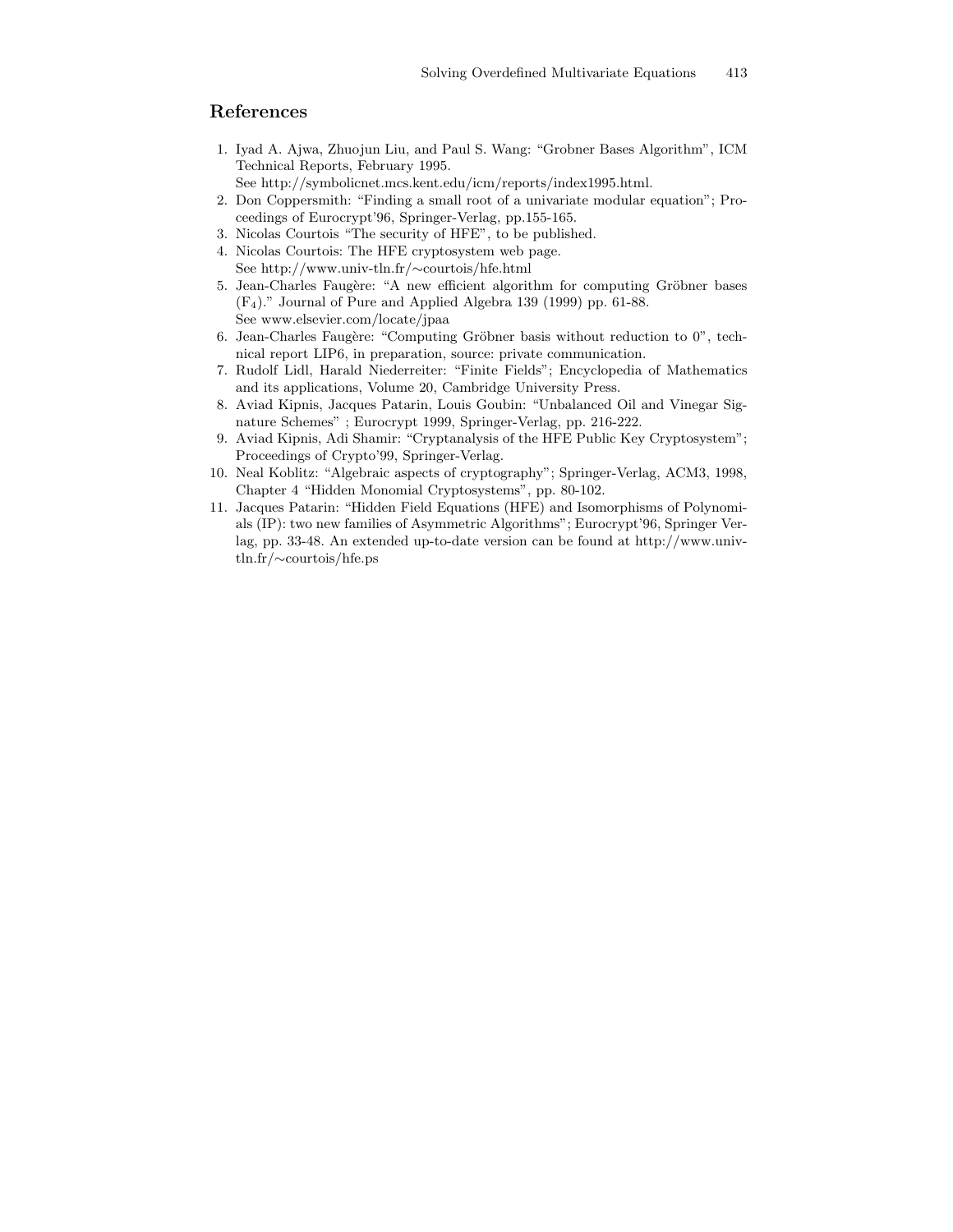## References

1. Iyad A. Ajwa, Zhuojun Liu, and Paul S. Wang: "Grobner Bases Algorithm", ICM Technical Reports, February 1995.
   See http://symbolicnet.mcs.kent.edu/icm/reports/index1995.html.
2. Don Coppersmith: "Finding a small root of a univariate modular equation"; Proceedings of Eurocrypt'96, Springer-Verlag, pp.155-165.
3. Nicolas Courtois "The security of HFE", to be published.
4. Nicolas Courtois: The HFE cryptosystem web page.
   See http://www.univ-tln.fr/∼courtois/hfe.html
5. Jean-Charles Faugère: "A new efficient algorithm for computing Gröbner bases ($F_4$)." Journal of Pure and Applied Algebra 139 (1999) pp. 61-88.
   See www.elsevier.com/locate/jpaa
6. Jean-Charles Faugère: "Computing Gröbner basis without reduction to 0", technical report LIP6, in preparation, source: private communication.
7. Rudolf Lidl, Harald Niederreiter: "Finite Fields"; Encyclopedia of Mathematics and its applications, Volume 20, Cambridge University Press.
8. Aviad Kipnis, Jacques Patarin, Louis Goubin: "Unbalanced Oil and Vinegar Signature Schemes" ; Eurocrypt 1999, Springer-Verlag, pp. 216-222.
9. Aviad Kipnis, Adi Shamir: "Cryptanalysis of the HFE Public Key Cryptosystem"; Proceedings of Crypto'99, Springer-Verlag.
10. Neal Koblitz: "Algebraic aspects of cryptography"; Springer-Verlag, ACM3, 1998, Chapter 4 "Hidden Monomial Cryptosystems", pp. 80-102.
11. Jacques Patarin: "Hidden Field Equations (HFE) and Isomorphisms of Polynomials (IP): two new families of Asymmetric Algorithms"; Eurocrypt'96, Springer Verlag, pp. 33-48. An extended up-to-date version can be found at http://www.univ-tln.fr/∼courtois/hfe.ps